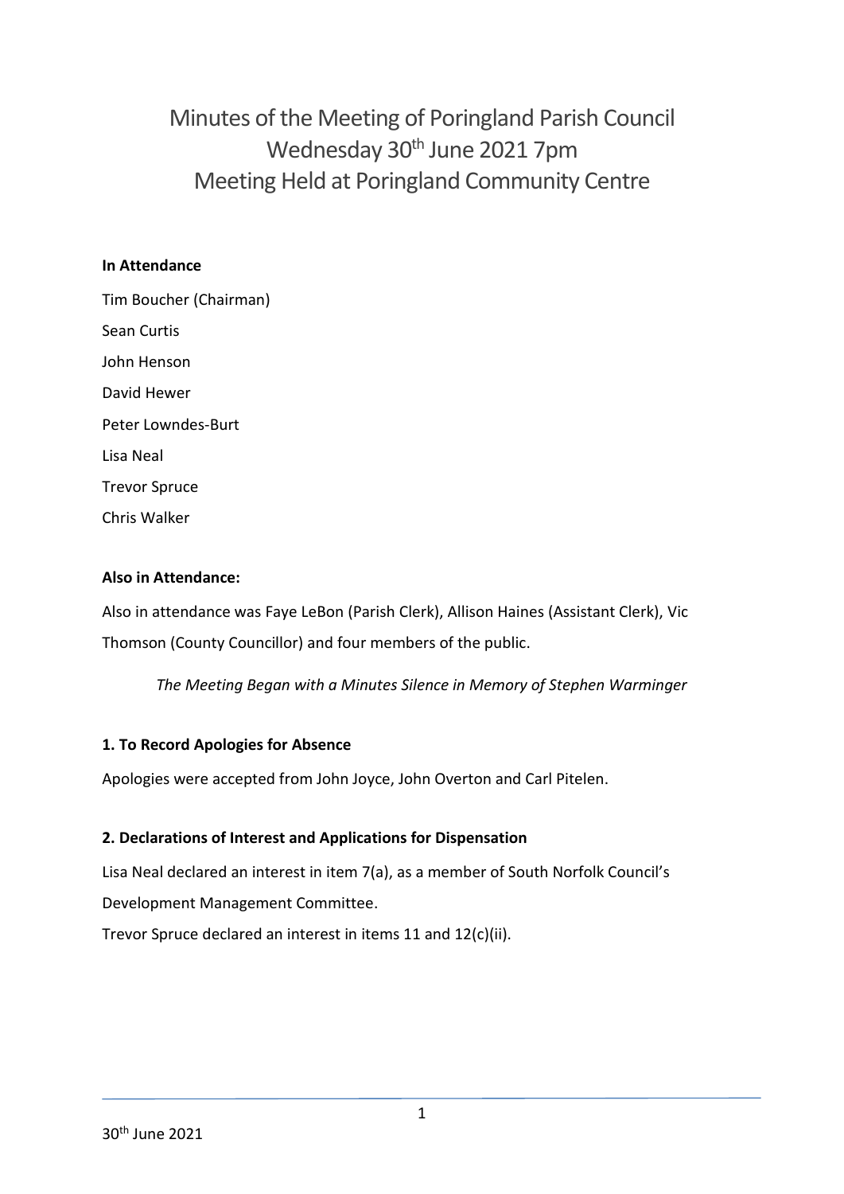# Minutes of the Meeting of Poringland Parish Council
# Wednesday 30th June 2021 7pm
# Meeting Held at Poringland Community Centre

**In Attendance**

Tim Boucher (Chairman)

Sean Curtis

John Henson

David Hewer

Peter Lowndes-Burt

Lisa Neal

Trevor Spruce

Chris Walker

**Also in Attendance:**

Also in attendance was Faye LeBon (Parish Clerk), Allison Haines (Assistant Clerk), Vic Thomson (County Councillor) and four members of the public.

*The Meeting Began with a Minutes Silence in Memory of Stephen Warminger*

**1. To Record Apologies for Absence**

Apologies were accepted from John Joyce, John Overton and Carl Pitelen.

**2. Declarations of Interest and Applications for Dispensation**

Lisa Neal declared an interest in item 7(a), as a member of South Norfolk Council's Development Management Committee.

Trevor Spruce declared an interest in items 11 and 12(c)(ii).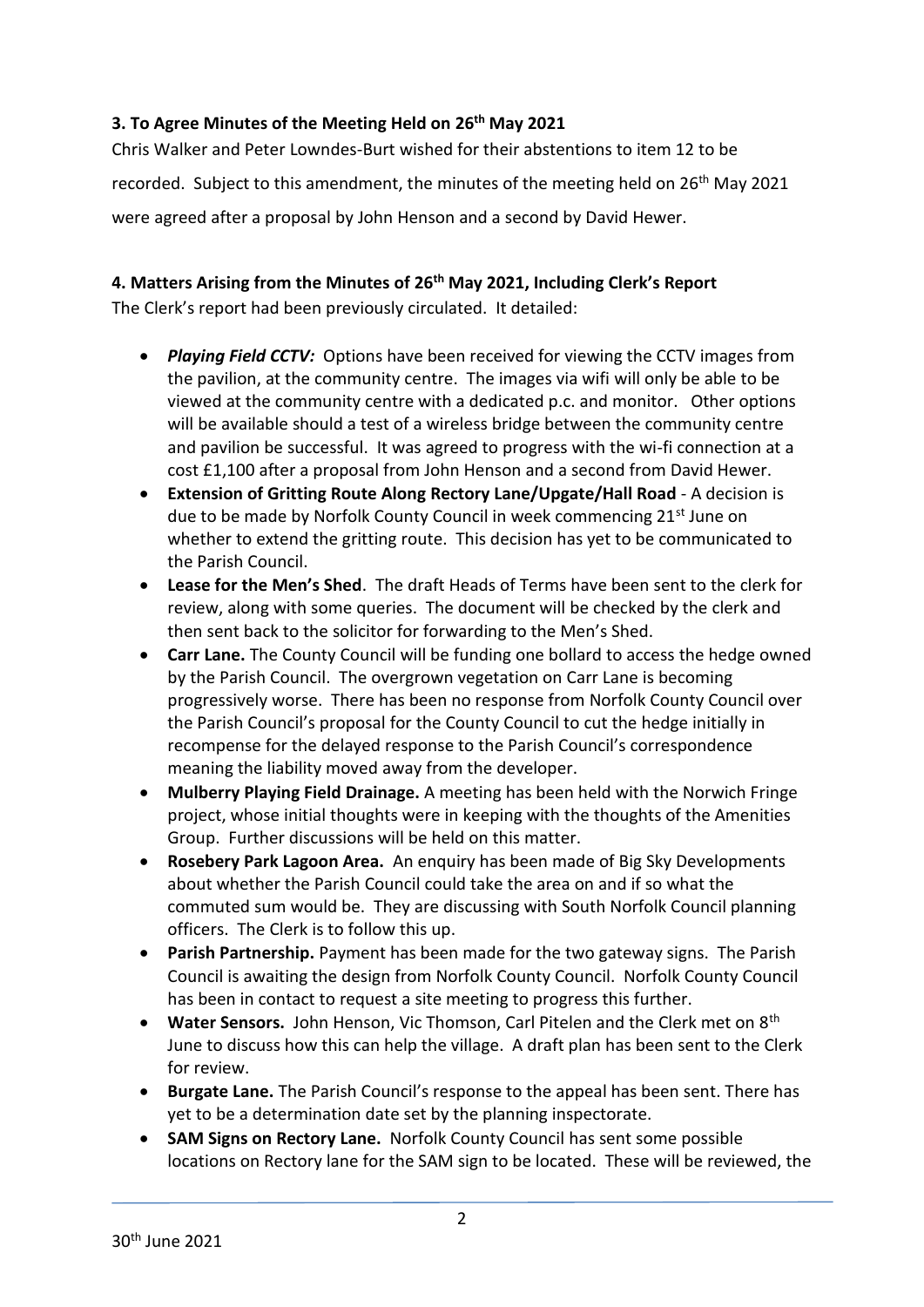### 3. To Agree Minutes of the Meeting Held on 26th May 2021

Chris Walker and Peter Lowndes-Burt wished for their abstentions to item 12 to be recorded. Subject to this amendment, the minutes of the meeting held on 26th May 2021 were agreed after a proposal by John Henson and a second by David Hewer.

### 4. Matters Arising from the Minutes of 26th May 2021, Including Clerk's Report

The Clerk's report had been previously circulated. It detailed:

- ***Playing Field CCTV:*** Options have been received for viewing the CCTV images from the pavilion, at the community centre. The images via wifi will only be able to be viewed at the community centre with a dedicated p.c. and monitor. Other options will be available should a test of a wireless bridge between the community centre and pavilion be successful. It was agreed to progress with the wi-fi connection at a cost £1,100 after a proposal from John Henson and a second from David Hewer.
- **Extension of Gritting Route Along Rectory Lane/Upgate/Hall Road** - A decision is due to be made by Norfolk County Council in week commencing 21st June on whether to extend the gritting route. This decision has yet to be communicated to the Parish Council.
- **Lease for the Men's Shed**. The draft Heads of Terms have been sent to the clerk for review, along with some queries. The document will be checked by the clerk and then sent back to the solicitor for forwarding to the Men's Shed.
- **Carr Lane.** The County Council will be funding one bollard to access the hedge owned by the Parish Council. The overgrown vegetation on Carr Lane is becoming progressively worse. There has been no response from Norfolk County Council over the Parish Council's proposal for the County Council to cut the hedge initially in recompense for the delayed response to the Parish Council's correspondence meaning the liability moved away from the developer.
- **Mulberry Playing Field Drainage.** A meeting has been held with the Norwich Fringe project, whose initial thoughts were in keeping with the thoughts of the Amenities Group. Further discussions will be held on this matter.
- **Rosebery Park Lagoon Area.** An enquiry has been made of Big Sky Developments about whether the Parish Council could take the area on and if so what the commuted sum would be. They are discussing with South Norfolk Council planning officers. The Clerk is to follow this up.
- **Parish Partnership.** Payment has been made for the two gateway signs. The Parish Council is awaiting the design from Norfolk County Council. Norfolk County Council has been in contact to request a site meeting to progress this further.
- **Water Sensors.** John Henson, Vic Thomson, Carl Pitelen and the Clerk met on 8th June to discuss how this can help the village. A draft plan has been sent to the Clerk for review.
- **Burgate Lane.** The Parish Council's response to the appeal has been sent. There has yet to be a determination date set by the planning inspectorate.
- **SAM Signs on Rectory Lane.** Norfolk County Council has sent some possible locations on Rectory lane for the SAM sign to be located. These will be reviewed, the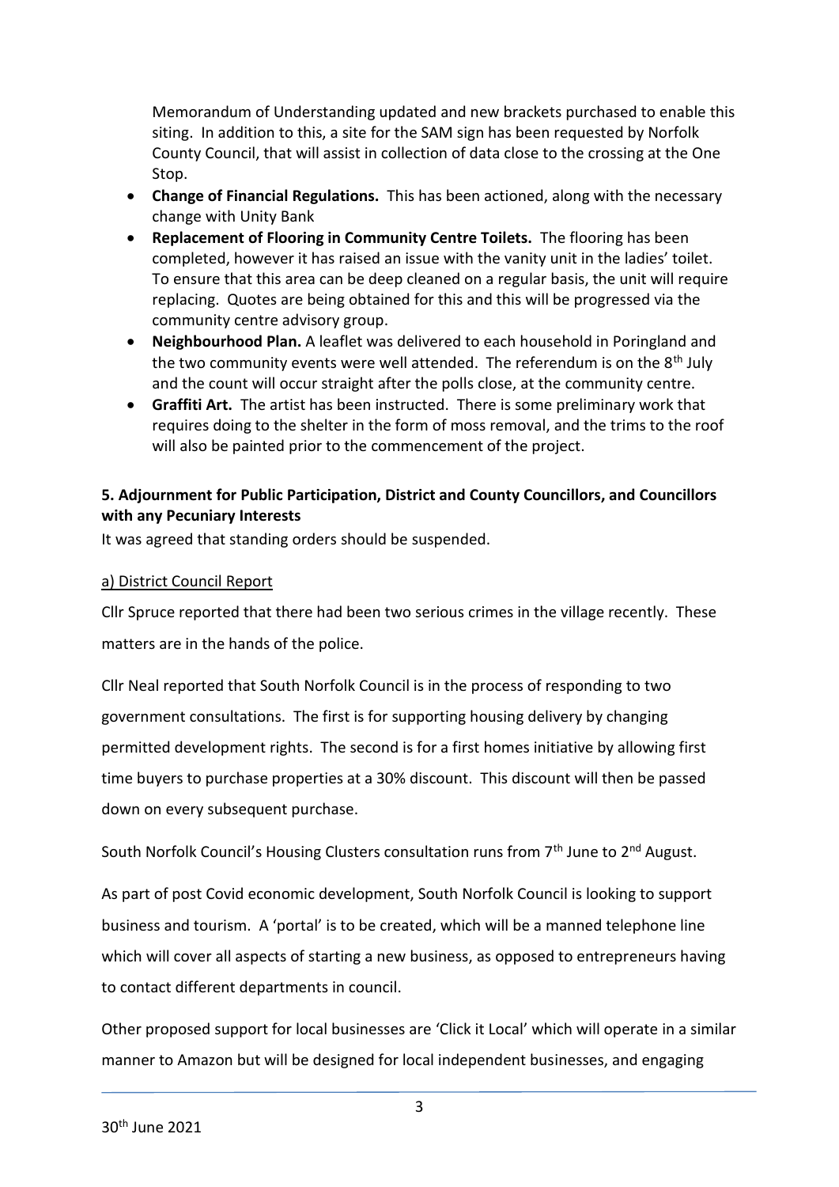Memorandum of Understanding updated and new brackets purchased to enable this siting. In addition to this, a site for the SAM sign has been requested by Norfolk County Council, that will assist in collection of data close to the crossing at the One Stop.

- **Change of Financial Regulations.** This has been actioned, along with the necessary change with Unity Bank
- **Replacement of Flooring in Community Centre Toilets.** The flooring has been completed, however it has raised an issue with the vanity unit in the ladies' toilet. To ensure that this area can be deep cleaned on a regular basis, the unit will require replacing. Quotes are being obtained for this and this will be progressed via the community centre advisory group.
- **Neighbourhood Plan.** A leaflet was delivered to each household in Poringland and the two community events were well attended. The referendum is on the 8th July and the count will occur straight after the polls close, at the community centre.
- **Graffiti Art.** The artist has been instructed. There is some preliminary work that requires doing to the shelter in the form of moss removal, and the trims to the roof will also be painted prior to the commencement of the project.

**5. Adjournment for Public Participation, District and County Councillors, and Councillors with any Pecuniary Interests**

It was agreed that standing orders should be suspended.

a) District Council Report

Cllr Spruce reported that there had been two serious crimes in the village recently. These matters are in the hands of the police.

Cllr Neal reported that South Norfolk Council is in the process of responding to two government consultations. The first is for supporting housing delivery by changing permitted development rights. The second is for a first homes initiative by allowing first time buyers to purchase properties at a 30% discount. This discount will then be passed down on every subsequent purchase.

South Norfolk Council's Housing Clusters consultation runs from 7th June to 2nd August.

As part of post Covid economic development, South Norfolk Council is looking to support business and tourism. A 'portal' is to be created, which will be a manned telephone line which will cover all aspects of starting a new business, as opposed to entrepreneurs having to contact different departments in council.

Other proposed support for local businesses are 'Click it Local' which will operate in a similar manner to Amazon but will be designed for local independent businesses, and engaging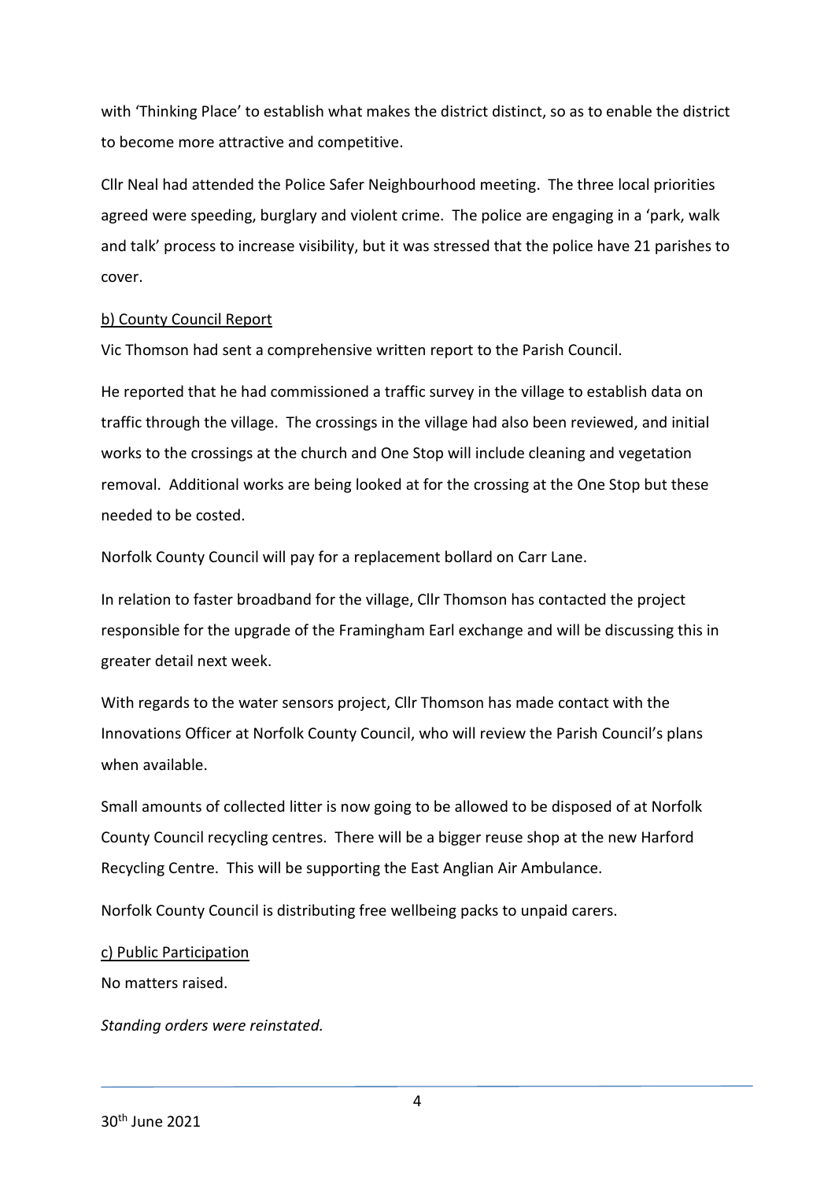with 'Thinking Place' to establish what makes the district distinct, so as to enable the district to become more attractive and competitive.

Cllr Neal had attended the Police Safer Neighbourhood meeting. The three local priorities agreed were speeding, burglary and violent crime. The police are engaging in a 'park, walk and talk' process to increase visibility, but it was stressed that the police have 21 parishes to cover.

<u>b) County Council Report</u>

Vic Thomson had sent a comprehensive written report to the Parish Council.

He reported that he had commissioned a traffic survey in the village to establish data on traffic through the village. The crossings in the village had also been reviewed, and initial works to the crossings at the church and One Stop will include cleaning and vegetation removal. Additional works are being looked at for the crossing at the One Stop but these needed to be costed.

Norfolk County Council will pay for a replacement bollard on Carr Lane.

In relation to faster broadband for the village, Cllr Thomson has contacted the project responsible for the upgrade of the Framingham Earl exchange and will be discussing this in greater detail next week.

With regards to the water sensors project, Cllr Thomson has made contact with the Innovations Officer at Norfolk County Council, who will review the Parish Council's plans when available.

Small amounts of collected litter is now going to be allowed to be disposed of at Norfolk County Council recycling centres. There will be a bigger reuse shop at the new Harford Recycling Centre. This will be supporting the East Anglian Air Ambulance.

Norfolk County Council is distributing free wellbeing packs to unpaid carers.

<u>c) Public Participation</u>

No matters raised.

*Standing orders were reinstated.*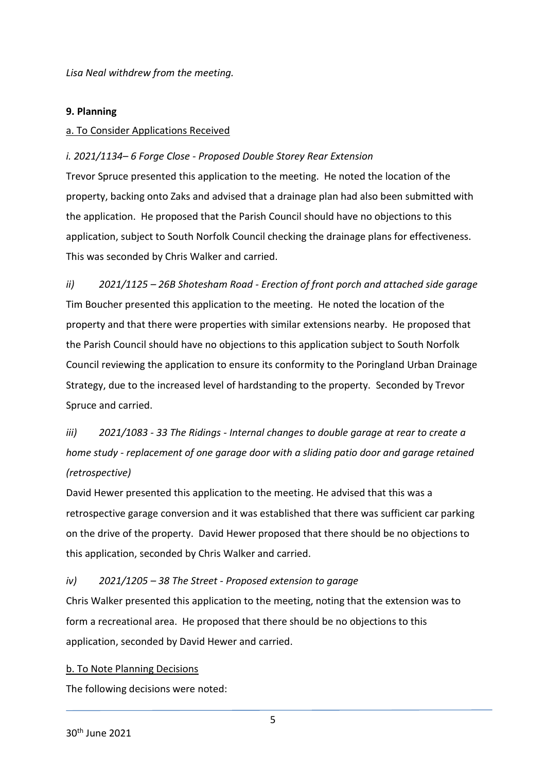*Lisa Neal withdrew from the meeting.*

**9. Planning**

a. To Consider Applications Received

*i. 2021/1134– 6 Forge Close - Proposed Double Storey Rear Extension*

Trevor Spruce presented this application to the meeting. He noted the location of the property, backing onto Zaks and advised that a drainage plan had also been submitted with the application. He proposed that the Parish Council should have no objections to this application, subject to South Norfolk Council checking the drainage plans for effectiveness. This was seconded by Chris Walker and carried.

*ii) 2021/1125 – 26B Shotesham Road - Erection of front porch and attached side garage*

Tim Boucher presented this application to the meeting. He noted the location of the property and that there were properties with similar extensions nearby. He proposed that the Parish Council should have no objections to this application subject to South Norfolk Council reviewing the application to ensure its conformity to the Poringland Urban Drainage Strategy, due to the increased level of hardstanding to the property. Seconded by Trevor Spruce and carried.

*iii) 2021/1083 - 33 The Ridings - Internal changes to double garage at rear to create a home study - replacement of one garage door with a sliding patio door and garage retained (retrospective)*

David Hewer presented this application to the meeting. He advised that this was a retrospective garage conversion and it was established that there was sufficient car parking on the drive of the property. David Hewer proposed that there should be no objections to this application, seconded by Chris Walker and carried.

*iv) 2021/1205 – 38 The Street - Proposed extension to garage*

Chris Walker presented this application to the meeting, noting that the extension was to form a recreational area. He proposed that there should be no objections to this application, seconded by David Hewer and carried.

b. To Note Planning Decisions

The following decisions were noted: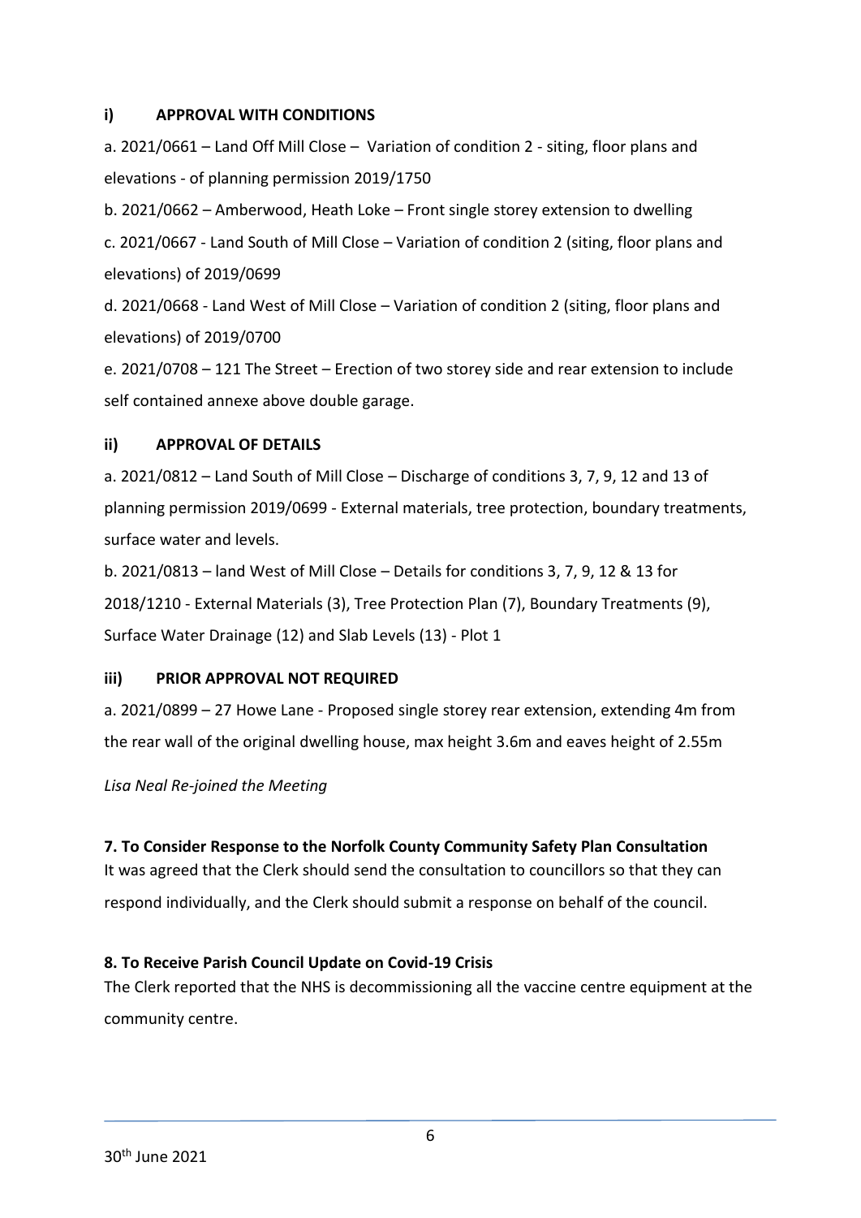**i) APPROVAL WITH CONDITIONS**

a. 2021/0661 – Land Off Mill Close – Variation of condition 2 - siting, floor plans and elevations - of planning permission 2019/1750

b. 2021/0662 – Amberwood, Heath Loke – Front single storey extension to dwelling

c. 2021/0667 - Land South of Mill Close – Variation of condition 2 (siting, floor plans and elevations) of 2019/0699

d. 2021/0668 - Land West of Mill Close – Variation of condition 2 (siting, floor plans and elevations) of 2019/0700

e. 2021/0708 – 121 The Street – Erection of two storey side and rear extension to include self contained annexe above double garage.

**ii) APPROVAL OF DETAILS**

a. 2021/0812 – Land South of Mill Close – Discharge of conditions 3, 7, 9, 12 and 13 of planning permission 2019/0699 - External materials, tree protection, boundary treatments, surface water and levels.

b. 2021/0813 – land West of Mill Close – Details for conditions 3, 7, 9, 12 & 13 for 2018/1210 - External Materials (3), Tree Protection Plan (7), Boundary Treatments (9), Surface Water Drainage (12) and Slab Levels (13) - Plot 1

**iii) PRIOR APPROVAL NOT REQUIRED**

a. 2021/0899 – 27 Howe Lane - Proposed single storey rear extension, extending 4m from the rear wall of the original dwelling house, max height 3.6m and eaves height of 2.55m

*Lisa Neal Re-joined the Meeting*

**7. To Consider Response to the Norfolk County Community Safety Plan Consultation**

It was agreed that the Clerk should send the consultation to councillors so that they can respond individually, and the Clerk should submit a response on behalf of the council.

**8. To Receive Parish Council Update on Covid-19 Crisis**

The Clerk reported that the NHS is decommissioning all the vaccine centre equipment at the community centre.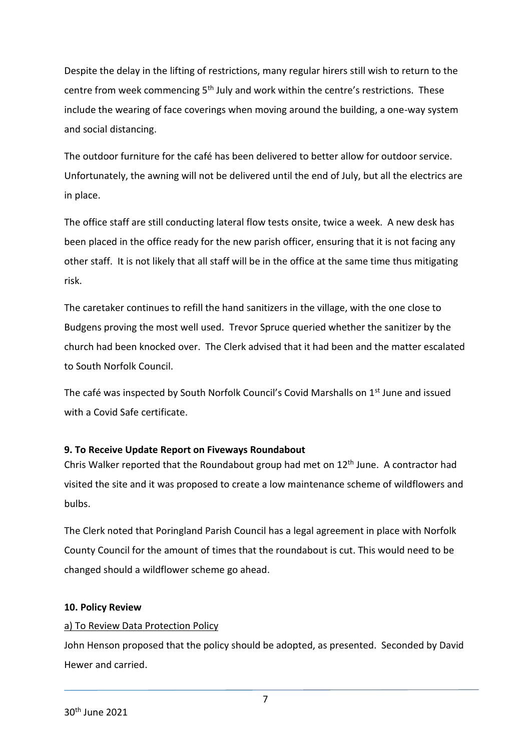Despite the delay in the lifting of restrictions, many regular hirers still wish to return to the centre from week commencing 5th July and work within the centre's restrictions. These include the wearing of face coverings when moving around the building, a one-way system and social distancing.

The outdoor furniture for the café has been delivered to better allow for outdoor service. Unfortunately, the awning will not be delivered until the end of July, but all the electrics are in place.

The office staff are still conducting lateral flow tests onsite, twice a week. A new desk has been placed in the office ready for the new parish officer, ensuring that it is not facing any other staff. It is not likely that all staff will be in the office at the same time thus mitigating risk.

The caretaker continues to refill the hand sanitizers in the village, with the one close to Budgens proving the most well used. Trevor Spruce queried whether the sanitizer by the church had been knocked over. The Clerk advised that it had been and the matter escalated to South Norfolk Council.

The café was inspected by South Norfolk Council's Covid Marshalls on 1st June and issued with a Covid Safe certificate.

**9. To Receive Update Report on Fiveways Roundabout**

Chris Walker reported that the Roundabout group had met on 12th June. A contractor had visited the site and it was proposed to create a low maintenance scheme of wildflowers and bulbs.

The Clerk noted that Poringland Parish Council has a legal agreement in place with Norfolk County Council for the amount of times that the roundabout is cut. This would need to be changed should a wildflower scheme go ahead.

**10. Policy Review**

a) To Review Data Protection Policy

John Henson proposed that the policy should be adopted, as presented. Seconded by David Hewer and carried.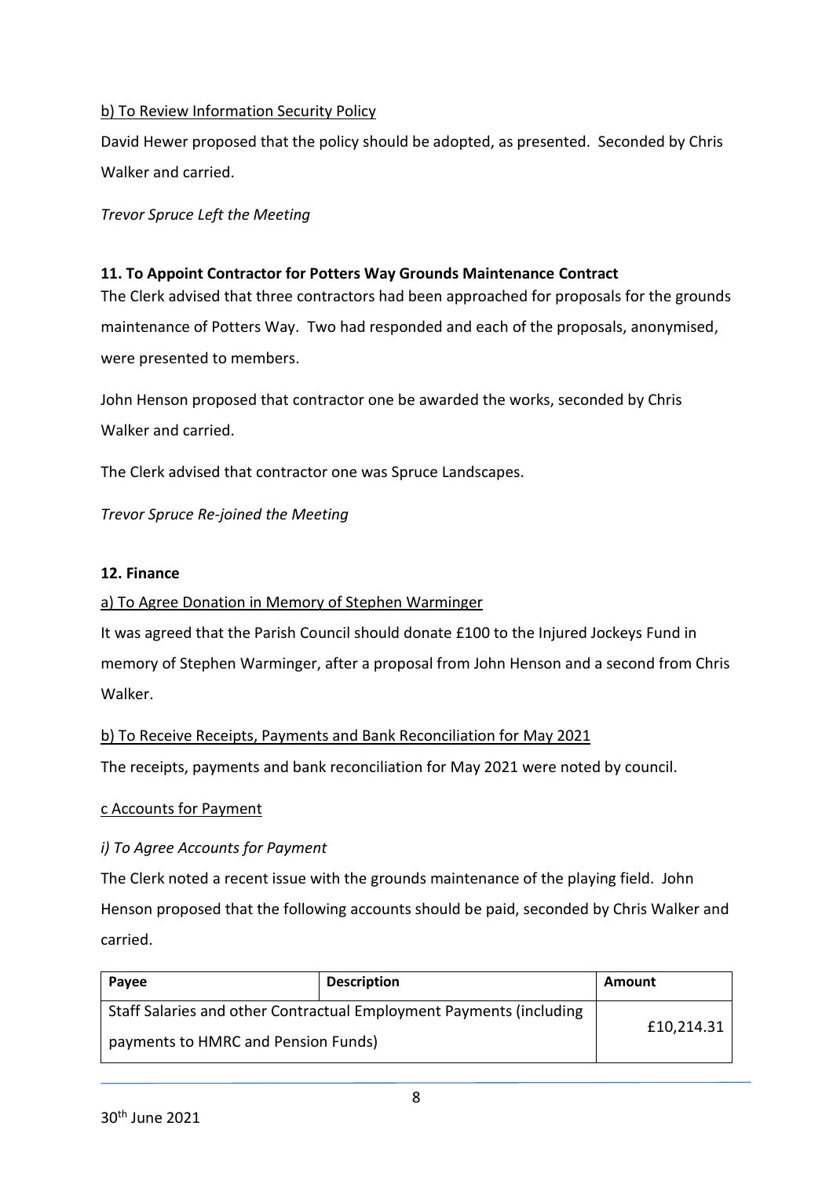b) To Review Information Security Policy

David Hewer proposed that the policy should be adopted, as presented. Seconded by Chris Walker and carried.

*Trevor Spruce Left the Meeting*

**11. To Appoint Contractor for Potters Way Grounds Maintenance Contract**

The Clerk advised that three contractors had been approached for proposals for the grounds maintenance of Potters Way. Two had responded and each of the proposals, anonymised, were presented to members.

John Henson proposed that contractor one be awarded the works, seconded by Chris Walker and carried.

The Clerk advised that contractor one was Spruce Landscapes.

*Trevor Spruce Re-joined the Meeting*

**12. Finance**

a) To Agree Donation in Memory of Stephen Warminger

It was agreed that the Parish Council should donate £100 to the Injured Jockeys Fund in memory of Stephen Warminger, after a proposal from John Henson and a second from Chris Walker.

b) To Receive Receipts, Payments and Bank Reconciliation for May 2021

The receipts, payments and bank reconciliation for May 2021 were noted by council.

c Accounts for Payment

*i) To Agree Accounts for Payment*

The Clerk noted a recent issue with the grounds maintenance of the playing field. John Henson proposed that the following accounts should be paid, seconded by Chris Walker and carried.

| Payee | Description | Amount |
|---|---|---|
| Staff Salaries and other Contractual Employment Payments (including payments to HMRC and Pension Funds) | | £10,214.31 |

30th June 2021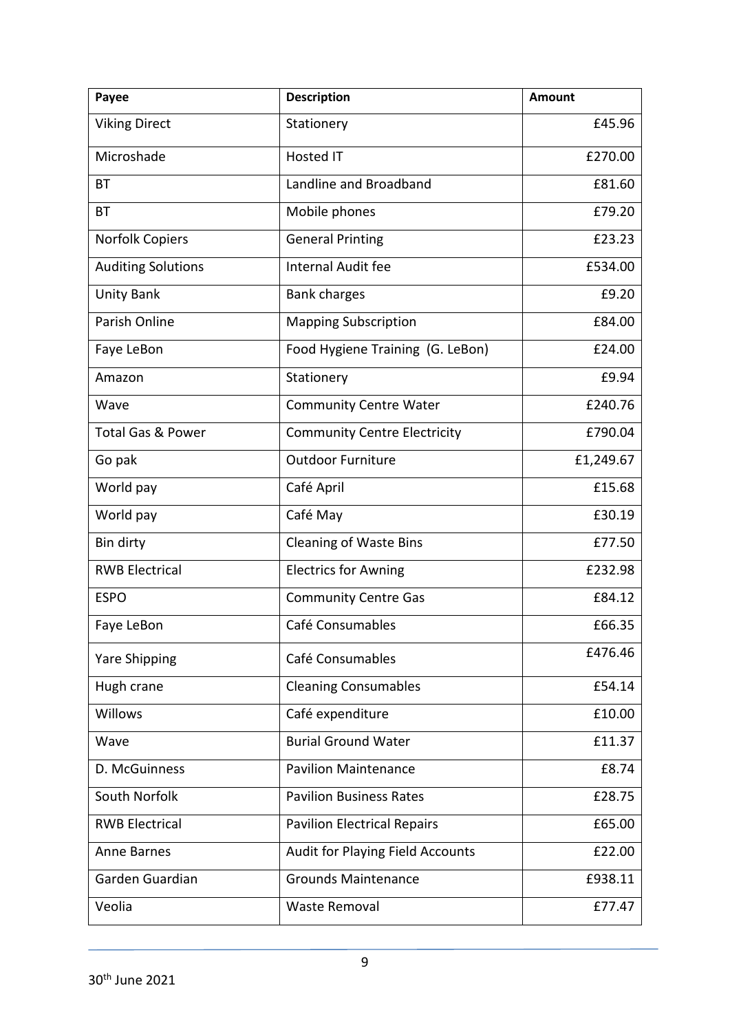| Payee | Description | Amount |
| --- | --- | --- |
| Viking Direct | Stationery | £45.96 |
| Microshade | Hosted IT | £270.00 |
| BT | Landline and Broadband | £81.60 |
| BT | Mobile phones | £79.20 |
| Norfolk Copiers | General Printing | £23.23 |
| Auditing Solutions | Internal Audit fee | £534.00 |
| Unity Bank | Bank charges | £9.20 |
| Parish Online | Mapping Subscription | £84.00 |
| Faye LeBon | Food Hygiene Training (G. LeBon) | £24.00 |
| Amazon | Stationery | £9.94 |
| Wave | Community Centre Water | £240.76 |
| Total Gas & Power | Community Centre Electricity | £790.04 |
| Go pak | Outdoor Furniture | £1,249.67 |
| World pay | Café April | £15.68 |
| World pay | Café May | £30.19 |
| Bin dirty | Cleaning of Waste Bins | £77.50 |
| RWB Electrical | Electrics for Awning | £232.98 |
| ESPO | Community Centre Gas | £84.12 |
| Faye LeBon | Café Consumables | £66.35 |
| Yare Shipping | Café Consumables | £476.46 |
| Hugh crane | Cleaning Consumables | £54.14 |
| Willows | Café expenditure | £10.00 |
| Wave | Burial Ground Water | £11.37 |
| D. McGuinness | Pavilion Maintenance | £8.74 |
| South Norfolk | Pavilion Business Rates | £28.75 |
| RWB Electrical | Pavilion Electrical Repairs | £65.00 |
| Anne Barnes | Audit for Playing Field Accounts | £22.00 |
| Garden Guardian | Grounds Maintenance | £938.11 |
| Veolia | Waste Removal | £77.47 |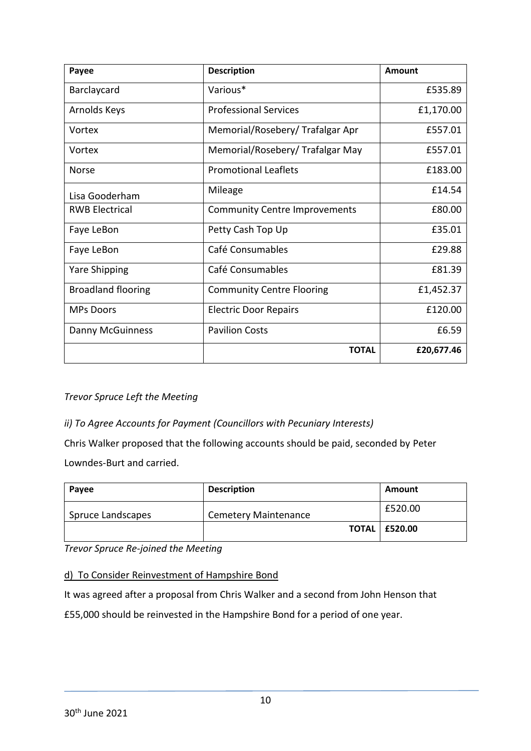| Payee | Description | Amount |
| --- | --- | --- |
| Barclaycard | Various* | £535.89 |
| Arnolds Keys | Professional Services | £1,170.00 |
| Vortex | Memorial/Rosebery/ Trafalgar Apr | £557.01 |
| Vortex | Memorial/Rosebery/ Trafalgar May | £557.01 |
| Norse | Promotional Leaflets | £183.00 |
| Lisa Gooderham | Mileage | £14.54 |
| RWB Electrical | Community Centre Improvements | £80.00 |
| Faye LeBon | Petty Cash Top Up | £35.01 |
| Faye LeBon | Café Consumables | £29.88 |
| Yare Shipping | Café Consumables | £81.39 |
| Broadland flooring | Community Centre Flooring | £1,452.37 |
| MPs Doors | Electric Door Repairs | £120.00 |
| Danny McGuinness | Pavilion Costs | £6.59 |
| | **TOTAL** | **£20,677.46** |

*Trevor Spruce Left the Meeting*

*ii) To Agree Accounts for Payment (Councillors with Pecuniary Interests)*

Chris Walker proposed that the following accounts should be paid, seconded by Peter Lowndes-Burt and carried.

| Payee | Description | Amount |
| --- | --- | --- |
| Spruce Landscapes | Cemetery Maintenance | £520.00 |
| | **TOTAL** | **£520.00** |

*Trevor Spruce Re-joined the Meeting*

d) To Consider Reinvestment of Hampshire Bond

It was agreed after a proposal from Chris Walker and a second from John Henson that £55,000 should be reinvested in the Hampshire Bond for a period of one year.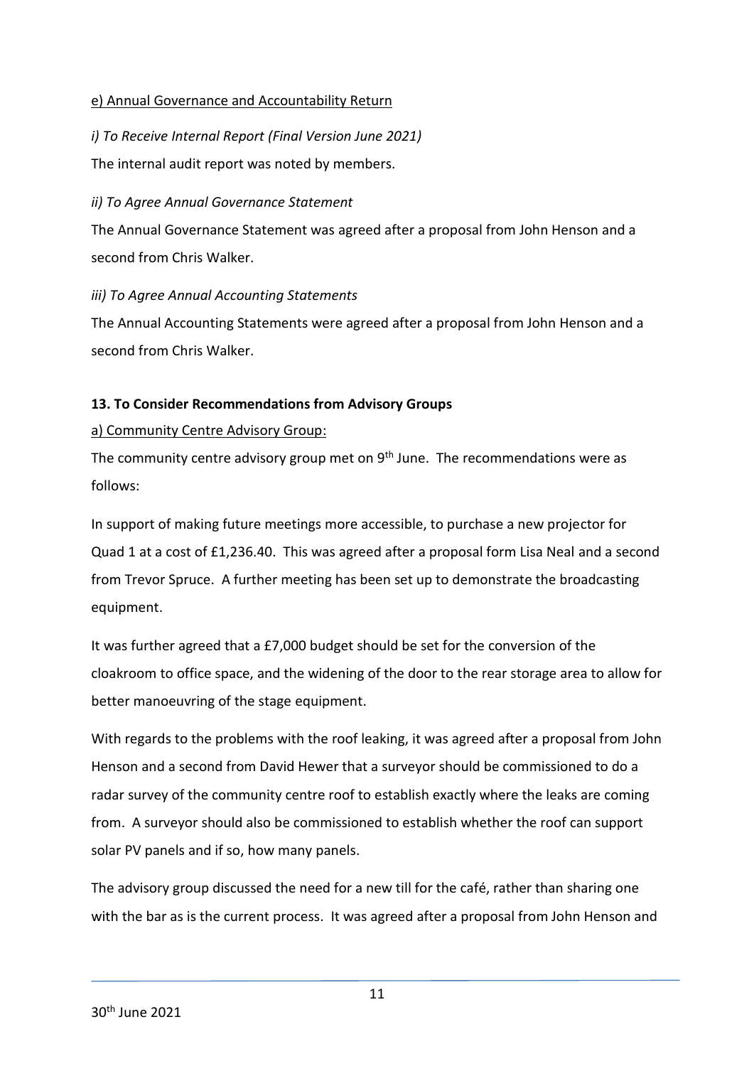e) Annual Governance and Accountability Return

*i) To Receive Internal Report (Final Version June 2021)*

The internal audit report was noted by members.

*ii) To Agree Annual Governance Statement*

The Annual Governance Statement was agreed after a proposal from John Henson and a second from Chris Walker.

*iii) To Agree Annual Accounting Statements*

The Annual Accounting Statements were agreed after a proposal from John Henson and a second from Chris Walker.

**13. To Consider Recommendations from Advisory Groups**

a) Community Centre Advisory Group:

The community centre advisory group met on 9th June. The recommendations were as follows:

In support of making future meetings more accessible, to purchase a new projector for Quad 1 at a cost of £1,236.40. This was agreed after a proposal form Lisa Neal and a second from Trevor Spruce. A further meeting has been set up to demonstrate the broadcasting equipment.

It was further agreed that a £7,000 budget should be set for the conversion of the cloakroom to office space, and the widening of the door to the rear storage area to allow for better manoeuvring of the stage equipment.

With regards to the problems with the roof leaking, it was agreed after a proposal from John Henson and a second from David Hewer that a surveyor should be commissioned to do a radar survey of the community centre roof to establish exactly where the leaks are coming from. A surveyor should also be commissioned to establish whether the roof can support solar PV panels and if so, how many panels.

The advisory group discussed the need for a new till for the café, rather than sharing one with the bar as is the current process. It was agreed after a proposal from John Henson and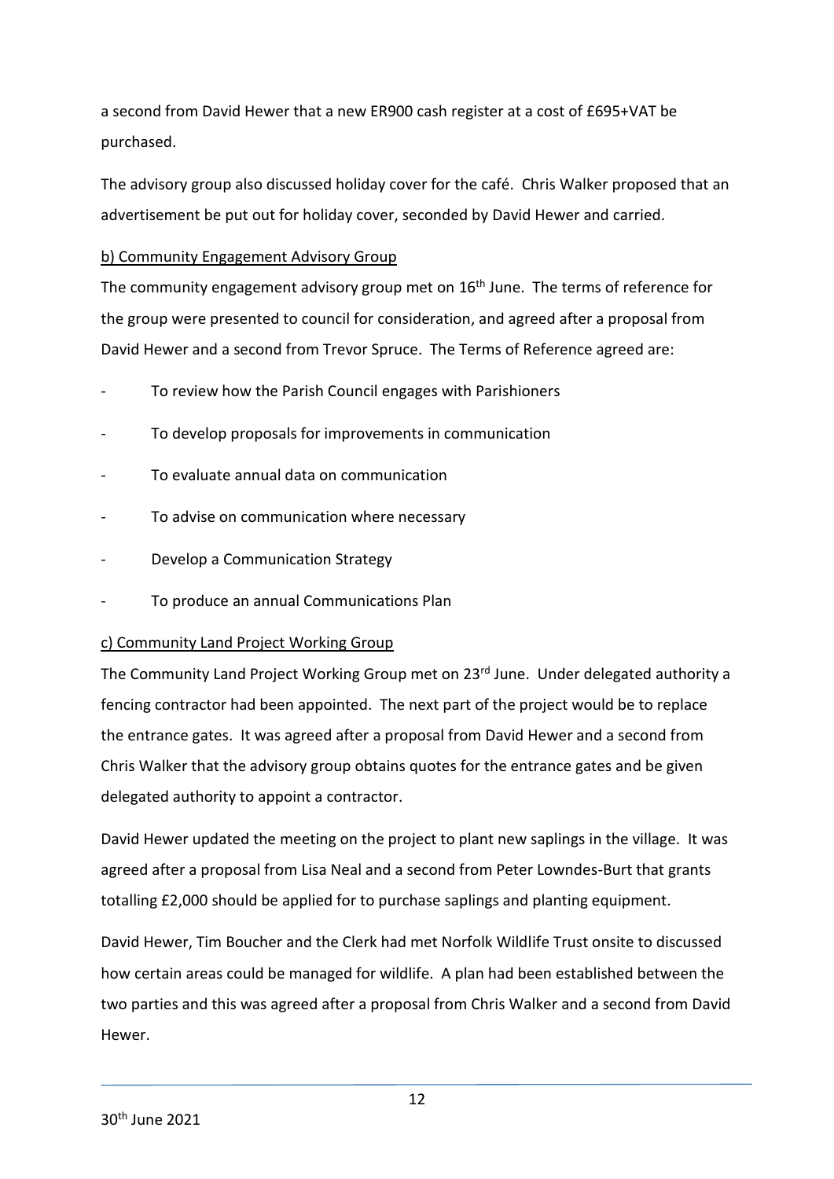a second from David Hewer that a new ER900 cash register at a cost of £695+VAT be purchased.

The advisory group also discussed holiday cover for the café. Chris Walker proposed that an advertisement be put out for holiday cover, seconded by David Hewer and carried.

b) Community Engagement Advisory Group

The community engagement advisory group met on 16th June. The terms of reference for the group were presented to council for consideration, and agreed after a proposal from David Hewer and a second from Trevor Spruce. The Terms of Reference agreed are:

- To review how the Parish Council engages with Parishioners
- To develop proposals for improvements in communication
- To evaluate annual data on communication
- To advise on communication where necessary
- Develop a Communication Strategy
- To produce an annual Communications Plan

c) Community Land Project Working Group

The Community Land Project Working Group met on 23rd June. Under delegated authority a fencing contractor had been appointed. The next part of the project would be to replace the entrance gates. It was agreed after a proposal from David Hewer and a second from Chris Walker that the advisory group obtains quotes for the entrance gates and be given delegated authority to appoint a contractor.

David Hewer updated the meeting on the project to plant new saplings in the village. It was agreed after a proposal from Lisa Neal and a second from Peter Lowndes-Burt that grants totalling £2,000 should be applied for to purchase saplings and planting equipment.

David Hewer, Tim Boucher and the Clerk had met Norfolk Wildlife Trust onsite to discussed how certain areas could be managed for wildlife. A plan had been established between the two parties and this was agreed after a proposal from Chris Walker and a second from David Hewer.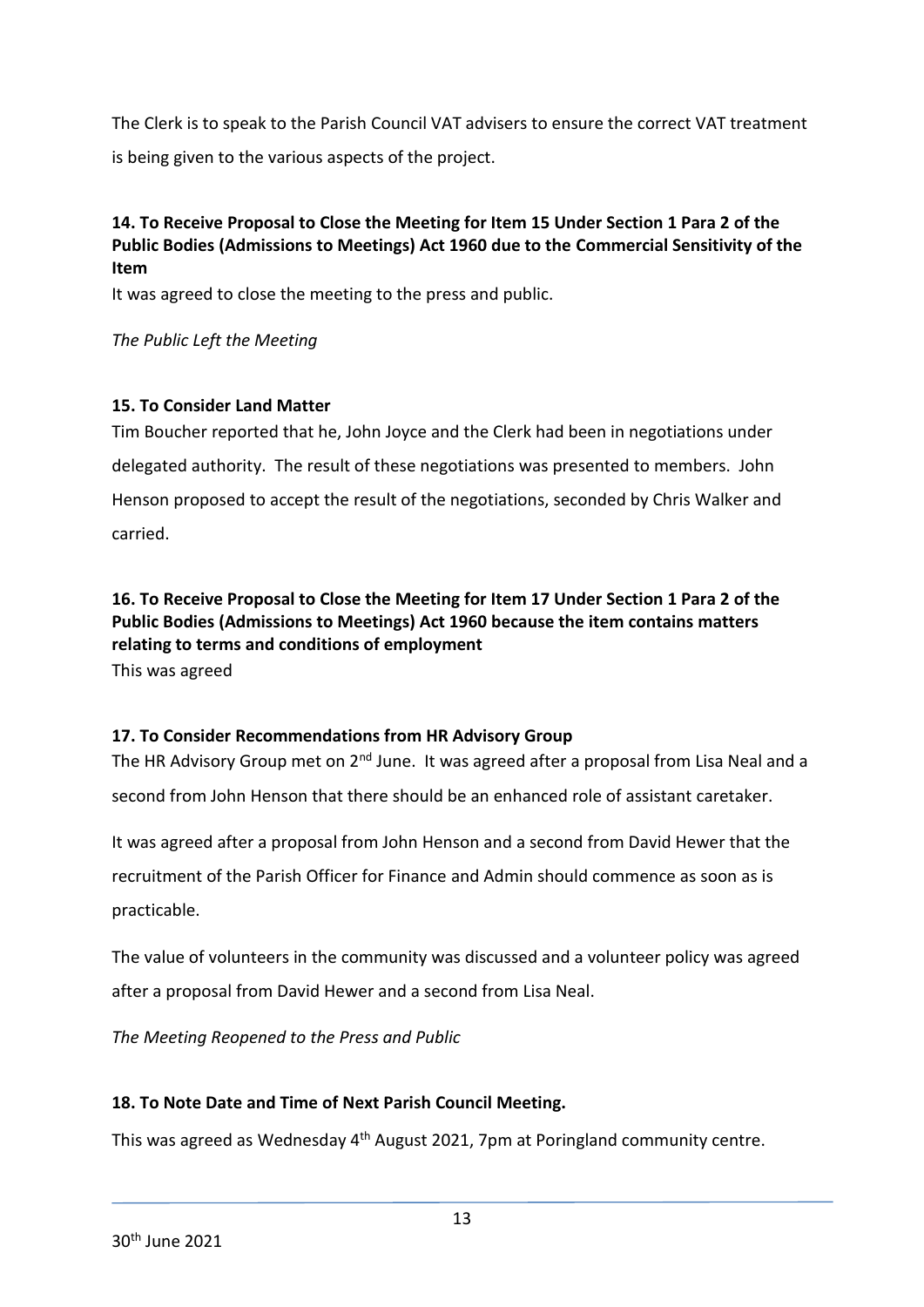The Clerk is to speak to the Parish Council VAT advisers to ensure the correct VAT treatment is being given to the various aspects of the project.

**14. To Receive Proposal to Close the Meeting for Item 15 Under Section 1 Para 2 of the Public Bodies (Admissions to Meetings) Act 1960 due to the Commercial Sensitivity of the Item**

It was agreed to close the meeting to the press and public.

*The Public Left the Meeting*

**15. To Consider Land Matter**

Tim Boucher reported that he, John Joyce and the Clerk had been in negotiations under delegated authority. The result of these negotiations was presented to members. John Henson proposed to accept the result of the negotiations, seconded by Chris Walker and carried.

**16. To Receive Proposal to Close the Meeting for Item 17 Under Section 1 Para 2 of the Public Bodies (Admissions to Meetings) Act 1960 because the item contains matters relating to terms and conditions of employment**

This was agreed

**17. To Consider Recommendations from HR Advisory Group**

The HR Advisory Group met on 2nd June. It was agreed after a proposal from Lisa Neal and a second from John Henson that there should be an enhanced role of assistant caretaker.

It was agreed after a proposal from John Henson and a second from David Hewer that the recruitment of the Parish Officer for Finance and Admin should commence as soon as is practicable.

The value of volunteers in the community was discussed and a volunteer policy was agreed after a proposal from David Hewer and a second from Lisa Neal.

*The Meeting Reopened to the Press and Public*

**18. To Note Date and Time of Next Parish Council Meeting.**

This was agreed as Wednesday 4th August 2021, 7pm at Poringland community centre.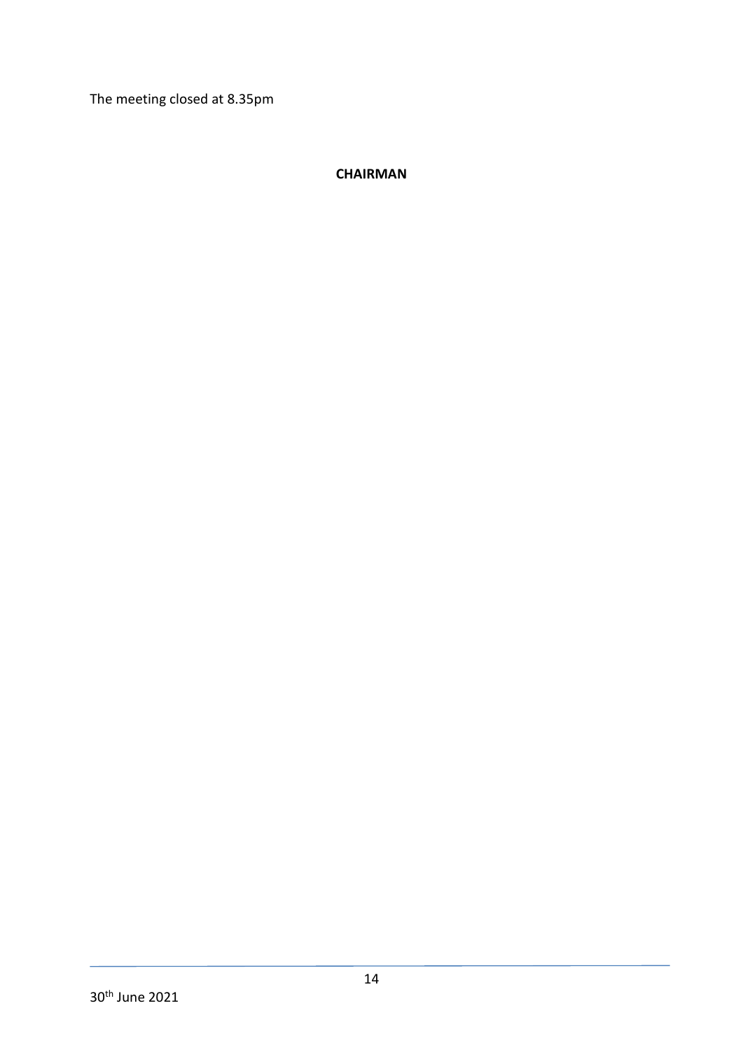The meeting closed at 8.35pm

**CHAIRMAN**